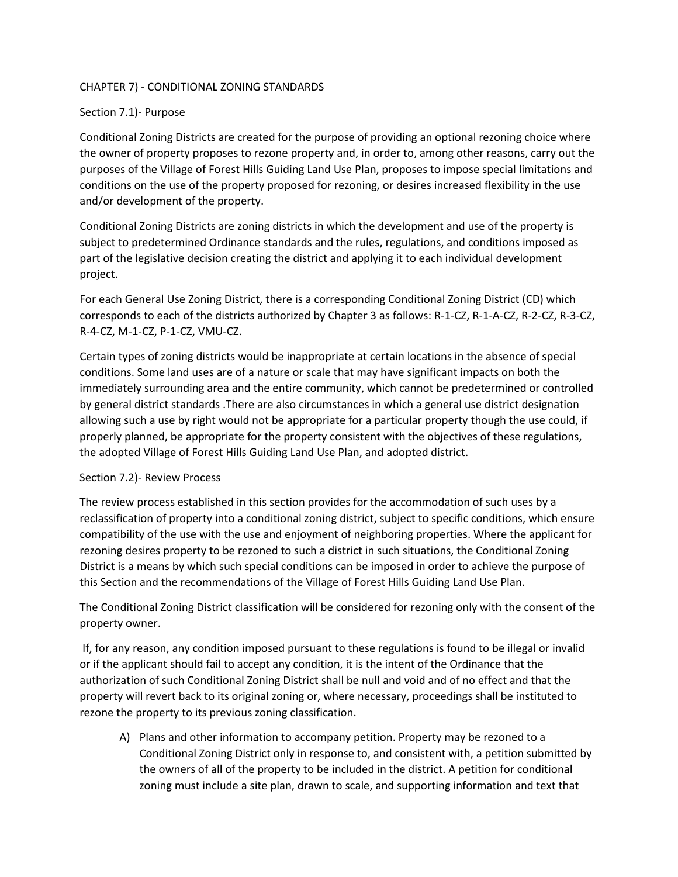# CHAPTER 7) - CONDITIONAL ZONING STANDARDS

## Section 7.1)- Purpose

Conditional Zoning Districts are created for the purpose of providing an optional rezoning choice where the owner of property proposes to rezone property and, in order to, among other reasons, carry out the purposes of the Village of Forest Hills Guiding Land Use Plan, proposes to impose special limitations and conditions on the use of the property proposed for rezoning, or desires increased flexibility in the use and/or development of the property.

Conditional Zoning Districts are zoning districts in which the development and use of the property is subject to predetermined Ordinance standards and the rules, regulations, and conditions imposed as part of the legislative decision creating the district and applying it to each individual development project.

For each General Use Zoning District, there is a corresponding Conditional Zoning District (CD) which corresponds to each of the districts authorized by Chapter 3 as follows: R-1-CZ, R-1-A-CZ, R-2-CZ, R-3-CZ, R-4-CZ, M-1-CZ, P-1-CZ, VMU-CZ.

Certain types of zoning districts would be inappropriate at certain locations in the absence of special conditions. Some land uses are of a nature or scale that may have significant impacts on both the immediately surrounding area and the entire community, which cannot be predetermined or controlled by general district standards .There are also circumstances in which a general use district designation allowing such a use by right would not be appropriate for a particular property though the use could, if properly planned, be appropriate for the property consistent with the objectives of these regulations, the adopted Village of Forest Hills Guiding Land Use Plan, and adopted district.

## Section 7.2)- Review Process

The review process established in this section provides for the accommodation of such uses by a reclassification of property into a conditional zoning district, subject to specific conditions, which ensure compatibility of the use with the use and enjoyment of neighboring properties. Where the applicant for rezoning desires property to be rezoned to such a district in such situations, the Conditional Zoning District is a means by which such special conditions can be imposed in order to achieve the purpose of this Section and the recommendations of the Village of Forest Hills Guiding Land Use Plan.

The Conditional Zoning District classification will be considered for rezoning only with the consent of the property owner.

If, for any reason, any condition imposed pursuant to these regulations is found to be illegal or invalid or if the applicant should fail to accept any condition, it is the intent of the Ordinance that the authorization of such Conditional Zoning District shall be null and void and of no effect and that the property will revert back to its original zoning or, where necessary, proceedings shall be instituted to rezone the property to its previous zoning classification.

A) Plans and other information to accompany petition. Property may be rezoned to a Conditional Zoning District only in response to, and consistent with, a petition submitted by the owners of all of the property to be included in the district. A petition for conditional zoning must include a site plan, drawn to scale, and supporting information and text that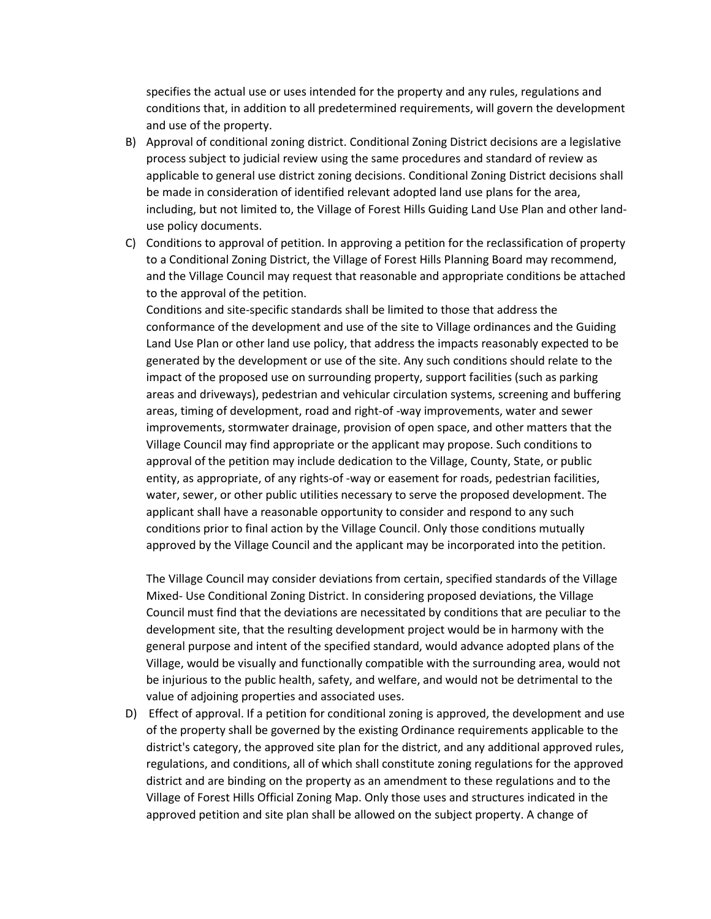specifies the actual use or uses intended for the property and any rules, regulations and conditions that, in addition to all predetermined requirements, will govern the development and use of the property.

B) Approval of conditional zoning district. Conditional Zoning District decisions are a legislative process subject to judicial review using the same procedures and standard of review as applicable to general use district zoning decisions. Conditional Zoning District decisions shall be made in consideration of identified relevant adopted land use plans for the area, including, but not limited to, the Village of Forest Hills Guiding Land Use Plan and other land-use policy documents.

C) Conditions to approval of petition. In approving a petition for the reclassification of property to a Conditional Zoning District, the Village of Forest Hills Planning Board may recommend, and the Village Council may request that reasonable and appropriate conditions be attached to the approval of the petition.

   Conditions and site-specific standards shall be limited to those that address the conformance of the development and use of the site to Village ordinances and the Guiding Land Use Plan or other land use policy, that address the impacts reasonably expected to be generated by the development or use of the site. Any such conditions should relate to the impact of the proposed use on surrounding property, support facilities (such as parking areas and driveways), pedestrian and vehicular circulation systems, screening and buffering areas, timing of development, road and right-of -way improvements, water and sewer improvements, stormwater drainage, provision of open space, and other matters that the Village Council may find appropriate or the applicant may propose. Such conditions to approval of the petition may include dedication to the Village, County, State, or public entity, as appropriate, of any rights-of -way or easement for roads, pedestrian facilities, water, sewer, or other public utilities necessary to serve the proposed development. The applicant shall have a reasonable opportunity to consider and respond to any such conditions prior to final action by the Village Council. Only those conditions mutually approved by the Village Council and the applicant may be incorporated into the petition.

   The Village Council may consider deviations from certain, specified standards of the Village Mixed- Use Conditional Zoning District. In considering proposed deviations, the Village Council must find that the deviations are necessitated by conditions that are peculiar to the development site, that the resulting development project would be in harmony with the general purpose and intent of the specified standard, would advance adopted plans of the Village, would be visually and functionally compatible with the surrounding area, would not be injurious to the public health, safety, and welfare, and would not be detrimental to the value of adjoining properties and associated uses.

D) Effect of approval. If a petition for conditional zoning is approved, the development and use of the property shall be governed by the existing Ordinance requirements applicable to the district's category, the approved site plan for the district, and any additional approved rules, regulations, and conditions, all of which shall constitute zoning regulations for the approved district and are binding on the property as an amendment to these regulations and to the Village of Forest Hills Official Zoning Map. Only those uses and structures indicated in the approved petition and site plan shall be allowed on the subject property. A change of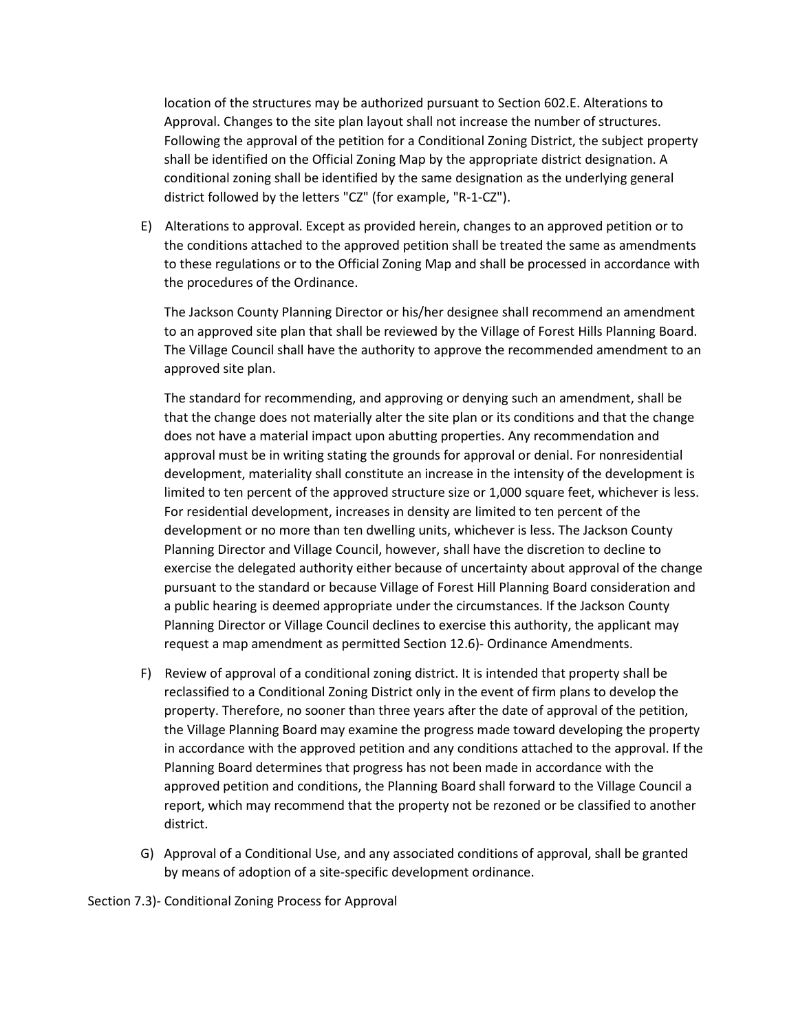location of the structures may be authorized pursuant to Section 602.E. Alterations to Approval. Changes to the site plan layout shall not increase the number of structures. Following the approval of the petition for a Conditional Zoning District, the subject property shall be identified on the Official Zoning Map by the appropriate district designation. A conditional zoning shall be identified by the same designation as the underlying general district followed by the letters "CZ" (for example, "R-1-CZ").

E) Alterations to approval. Except as provided herein, changes to an approved petition or to the conditions attached to the approved petition shall be treated the same as amendments to these regulations or to the Official Zoning Map and shall be processed in accordance with the procedures of the Ordinance.

   The Jackson County Planning Director or his/her designee shall recommend an amendment to an approved site plan that shall be reviewed by the Village of Forest Hills Planning Board. The Village Council shall have the authority to approve the recommended amendment to an approved site plan.

   The standard for recommending, and approving or denying such an amendment, shall be that the change does not materially alter the site plan or its conditions and that the change does not have a material impact upon abutting properties. Any recommendation and approval must be in writing stating the grounds for approval or denial. For nonresidential development, materiality shall constitute an increase in the intensity of the development is limited to ten percent of the approved structure size or 1,000 square feet, whichever is less. For residential development, increases in density are limited to ten percent of the development or no more than ten dwelling units, whichever is less. The Jackson County Planning Director and Village Council, however, shall have the discretion to decline to exercise the delegated authority either because of uncertainty about approval of the change pursuant to the standard or because Village of Forest Hill Planning Board consideration and a public hearing is deemed appropriate under the circumstances. If the Jackson County Planning Director or Village Council declines to exercise this authority, the applicant may request a map amendment as permitted Section 12.6)- Ordinance Amendments.

F) Review of approval of a conditional zoning district. It is intended that property shall be reclassified to a Conditional Zoning District only in the event of firm plans to develop the property. Therefore, no sooner than three years after the date of approval of the petition, the Village Planning Board may examine the progress made toward developing the property in accordance with the approved petition and any conditions attached to the approval. If the Planning Board determines that progress has not been made in accordance with the approved petition and conditions, the Planning Board shall forward to the Village Council a report, which may recommend that the property not be rezoned or be classified to another district.

G) Approval of a Conditional Use, and any associated conditions of approval, shall be granted by means of adoption of a site-specific development ordinance.

Section 7.3)- Conditional Zoning Process for Approval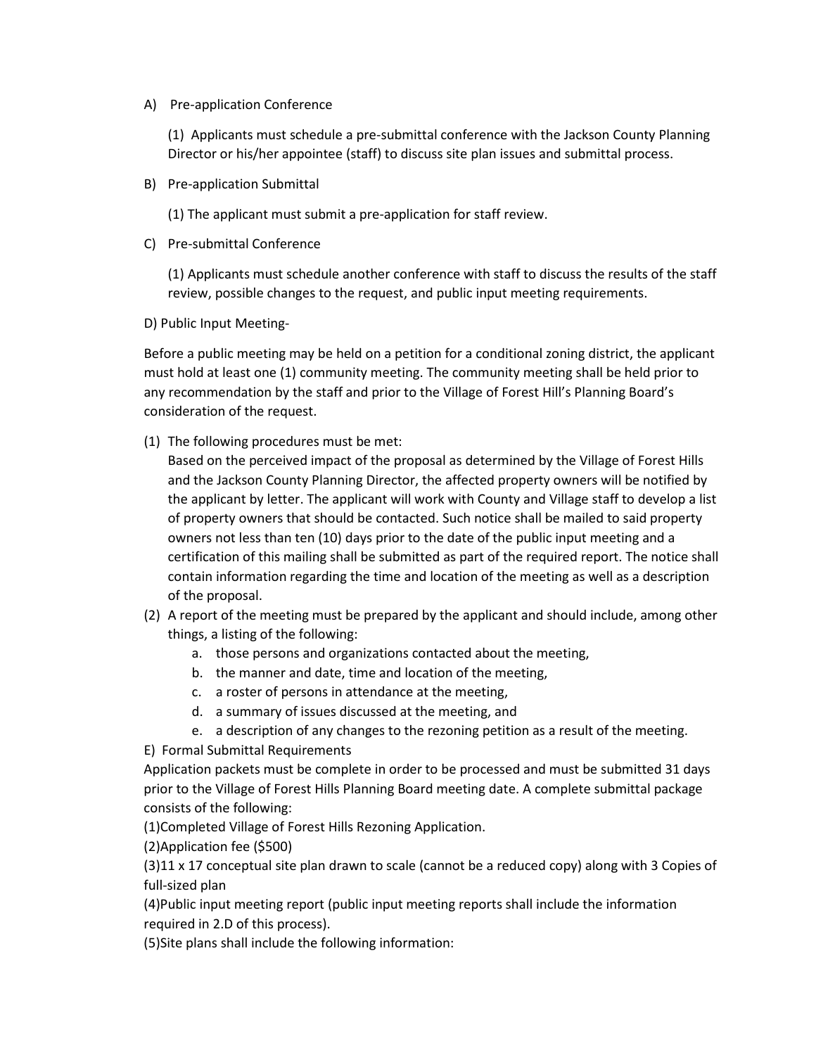A) Pre-application Conference

(1) Applicants must schedule a pre-submittal conference with the Jackson County Planning Director or his/her appointee (staff) to discuss site plan issues and submittal process.

B) Pre-application Submittal

(1) The applicant must submit a pre-application for staff review.

C) Pre-submittal Conference

(1) Applicants must schedule another conference with staff to discuss the results of the staff review, possible changes to the request, and public input meeting requirements.

D) Public Input Meeting-

Before a public meeting may be held on a petition for a conditional zoning district, the applicant must hold at least one (1) community meeting. The community meeting shall be held prior to any recommendation by the staff and prior to the Village of Forest Hill's Planning Board's consideration of the request.

(1) The following procedures must be met:
Based on the perceived impact of the proposal as determined by the Village of Forest Hills and the Jackson County Planning Director, the affected property owners will be notified by the applicant by letter. The applicant will work with County and Village staff to develop a list of property owners that should be contacted. Such notice shall be mailed to said property owners not less than ten (10) days prior to the date of the public input meeting and a certification of this mailing shall be submitted as part of the required report. The notice shall contain information regarding the time and location of the meeting as well as a description of the proposal.

(2) A report of the meeting must be prepared by the applicant and should include, among other things, a listing of the following:
   a. those persons and organizations contacted about the meeting,
   b. the manner and date, time and location of the meeting,
   c. a roster of persons in attendance at the meeting,
   d. a summary of issues discussed at the meeting, and
   e. a description of any changes to the rezoning petition as a result of the meeting.

E) Formal Submittal Requirements

Application packets must be complete in order to be processed and must be submitted 31 days prior to the Village of Forest Hills Planning Board meeting date. A complete submittal package consists of the following:

(1)Completed Village of Forest Hills Rezoning Application.

(2)Application fee ($500)

(3)11 x 17 conceptual site plan drawn to scale (cannot be a reduced copy) along with 3 Copies of full-sized plan

(4)Public input meeting report (public input meeting reports shall include the information required in 2.D of this process).

(5)Site plans shall include the following information: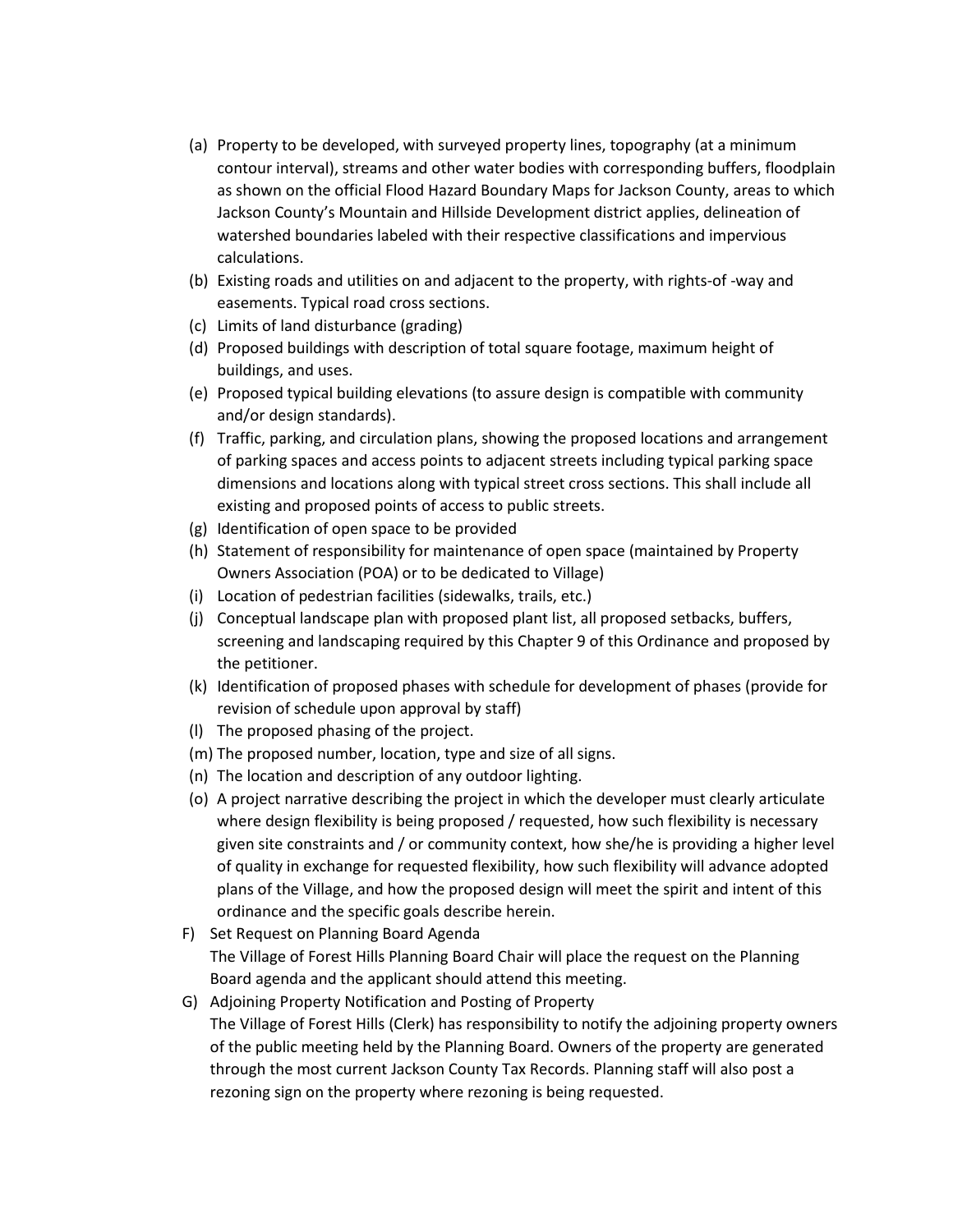(a) Property to be developed, with surveyed property lines, topography (at a minimum contour interval), streams and other water bodies with corresponding buffers, floodplain as shown on the official Flood Hazard Boundary Maps for Jackson County, areas to which Jackson County's Mountain and Hillside Development district applies, delineation of watershed boundaries labeled with their respective classifications and impervious calculations.
(b) Existing roads and utilities on and adjacent to the property, with rights-of -way and easements. Typical road cross sections.
(c) Limits of land disturbance (grading)
(d) Proposed buildings with description of total square footage, maximum height of buildings, and uses.
(e) Proposed typical building elevations (to assure design is compatible with community and/or design standards).
(f) Traffic, parking, and circulation plans, showing the proposed locations and arrangement of parking spaces and access points to adjacent streets including typical parking space dimensions and locations along with typical street cross sections. This shall include all existing and proposed points of access to public streets.
(g) Identification of open space to be provided
(h) Statement of responsibility for maintenance of open space (maintained by Property Owners Association (POA) or to be dedicated to Village)
(i) Location of pedestrian facilities (sidewalks, trails, etc.)
(j) Conceptual landscape plan with proposed plant list, all proposed setbacks, buffers, screening and landscaping required by this Chapter 9 of this Ordinance and proposed by the petitioner.
(k) Identification of proposed phases with schedule for development of phases (provide for revision of schedule upon approval by staff)
(l) The proposed phasing of the project.
(m) The proposed number, location, type and size of all signs.
(n) The location and description of any outdoor lighting.
(o) A project narrative describing the project in which the developer must clearly articulate where design flexibility is being proposed / requested, how such flexibility is necessary given site constraints and / or community context, how she/he is providing a higher level of quality in exchange for requested flexibility, how such flexibility will advance adopted plans of the Village, and how the proposed design will meet the spirit and intent of this ordinance and the specific goals describe herein.

F) Set Request on Planning Board Agenda
The Village of Forest Hills Planning Board Chair will place the request on the Planning Board agenda and the applicant should attend this meeting.

G) Adjoining Property Notification and Posting of Property
The Village of Forest Hills (Clerk) has responsibility to notify the adjoining property owners of the public meeting held by the Planning Board. Owners of the property are generated through the most current Jackson County Tax Records. Planning staff will also post a rezoning sign on the property where rezoning is being requested.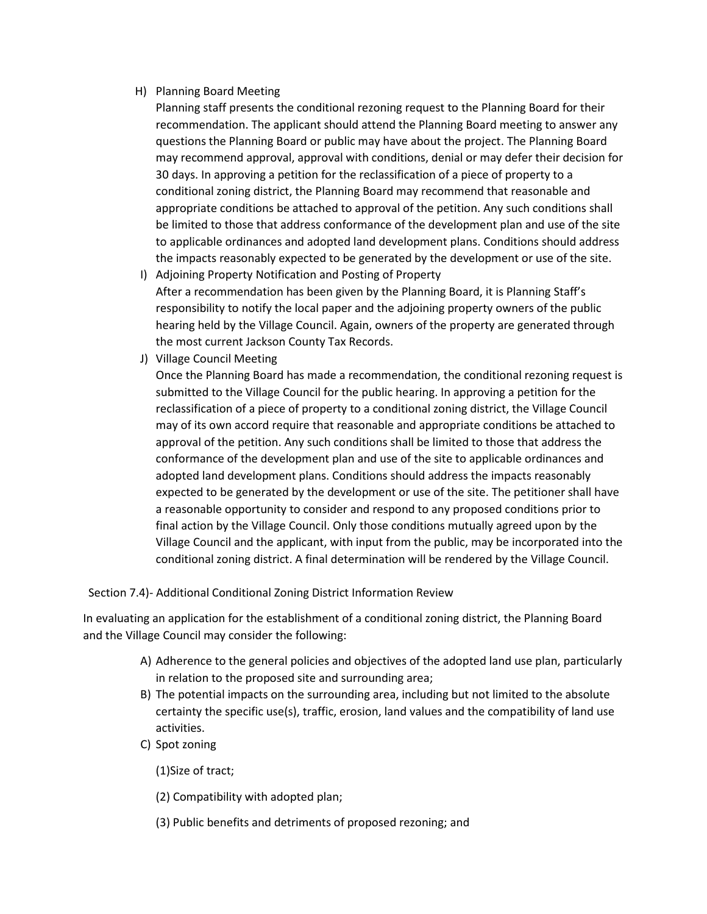H) Planning Board Meeting

Planning staff presents the conditional rezoning request to the Planning Board for their recommendation. The applicant should attend the Planning Board meeting to answer any questions the Planning Board or public may have about the project. The Planning Board may recommend approval, approval with conditions, denial or may defer their decision for 30 days. In approving a petition for the reclassification of a piece of property to a conditional zoning district, the Planning Board may recommend that reasonable and appropriate conditions be attached to approval of the petition. Any such conditions shall be limited to those that address conformance of the development plan and use of the site to applicable ordinances and adopted land development plans. Conditions should address the impacts reasonably expected to be generated by the development or use of the site.

I) Adjoining Property Notification and Posting of Property

After a recommendation has been given by the Planning Board, it is Planning Staff's responsibility to notify the local paper and the adjoining property owners of the public hearing held by the Village Council. Again, owners of the property are generated through the most current Jackson County Tax Records.

J) Village Council Meeting

Once the Planning Board has made a recommendation, the conditional rezoning request is submitted to the Village Council for the public hearing. In approving a petition for the reclassification of a piece of property to a conditional zoning district, the Village Council may of its own accord require that reasonable and appropriate conditions be attached to approval of the petition. Any such conditions shall be limited to those that address the conformance of the development plan and use of the site to applicable ordinances and adopted land development plans. Conditions should address the impacts reasonably expected to be generated by the development or use of the site. The petitioner shall have a reasonable opportunity to consider and respond to any proposed conditions prior to final action by the Village Council. Only those conditions mutually agreed upon by the Village Council and the applicant, with input from the public, may be incorporated into the conditional zoning district. A final determination will be rendered by the Village Council.

Section 7.4)- Additional Conditional Zoning District Information Review

In evaluating an application for the establishment of a conditional zoning district, the Planning Board and the Village Council may consider the following:

A) Adherence to the general policies and objectives of the adopted land use plan, particularly in relation to the proposed site and surrounding area;
B) The potential impacts on the surrounding area, including but not limited to the absolute certainty the specific use(s), traffic, erosion, land values and the compatibility of land use activities.
C) Spot zoning

(1)Size of tract;

(2) Compatibility with adopted plan;

(3) Public benefits and detriments of proposed rezoning; and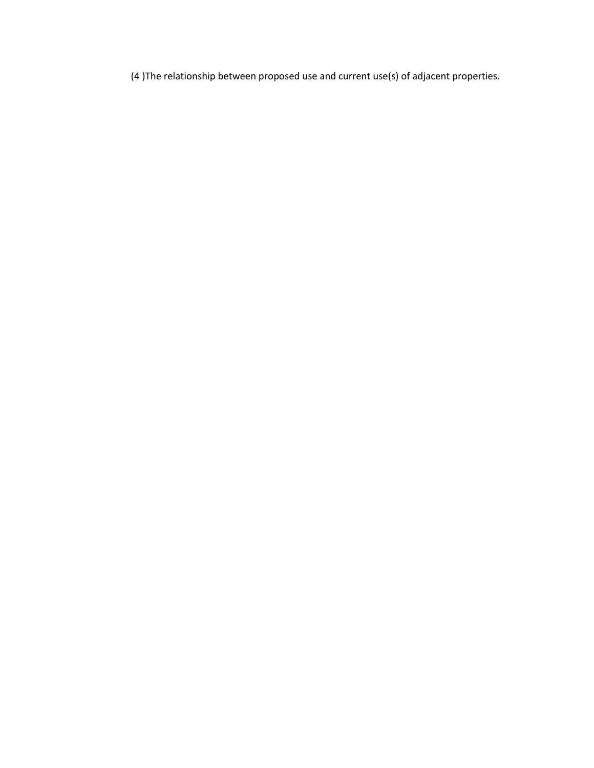(4 )The relationship between proposed use and current use(s) of adjacent properties.